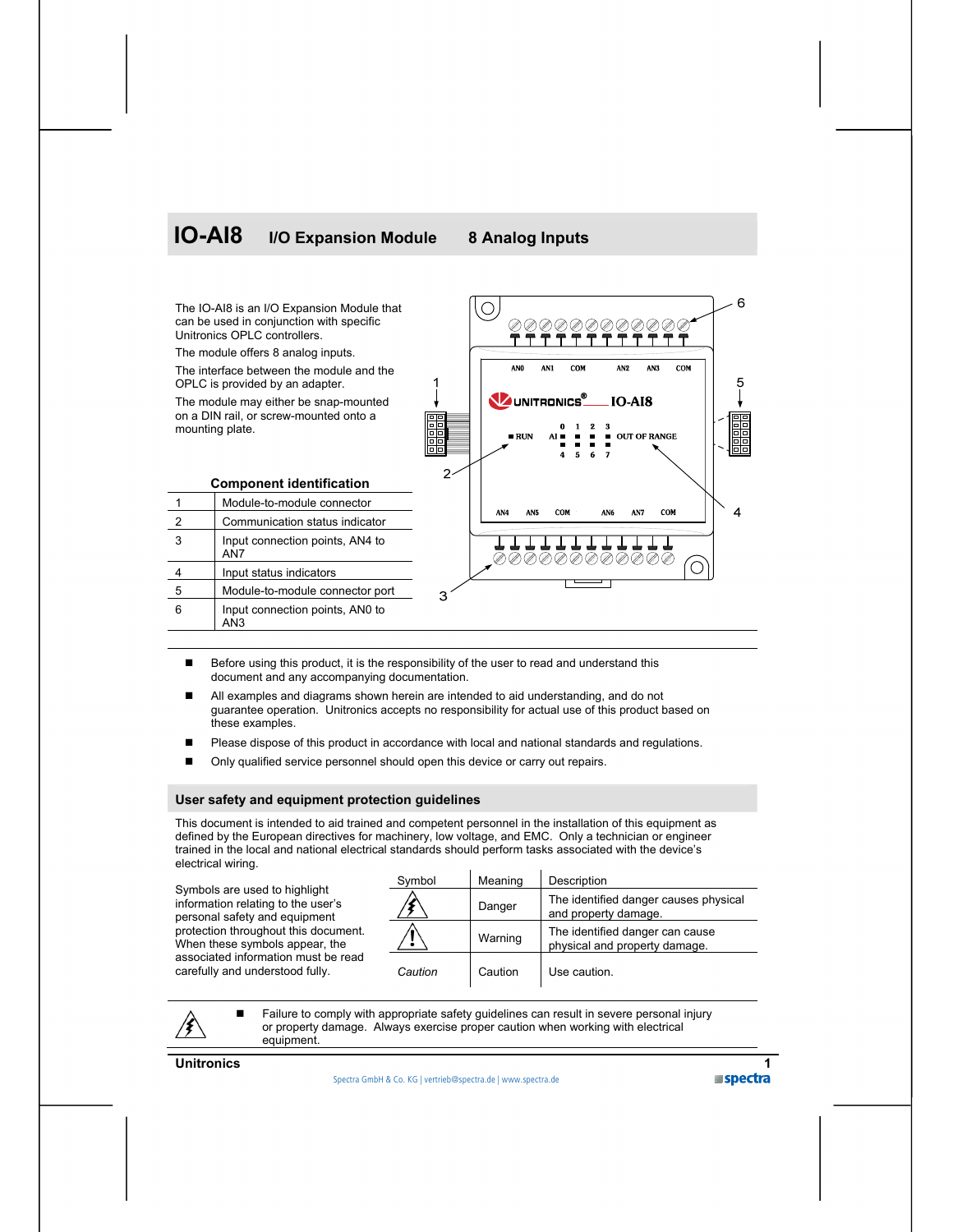# IO-AI8 I/O Expansion Module 8 Analog Inputs

The IO-AI8 is an I/O Expansion Module that can be used in conjunction with specific Unitronics OPLC controllers.

The module offers 8 analog inputs.

The interface between the module and the OPLC is provided by an adapter.

The module may either be snap-mounted on a DIN rail, or screw-mounted onto a mounting plate.

**Component identification**

| | |
|---|---|
| 1 | Module-to-module connector |
| 2 | Communication status indicator |
| 3 | Input connection points, AN4 to AN7 |
| 4 | Input status indicators |
| 5 | Module-to-module connector port |
| 6 | Input connection points, AN0 to AN3 |

- Before using this product, it is the responsibility of the user to read and understand this document and any accompanying documentation.
- All examples and diagrams shown herein are intended to aid understanding, and do not guarantee operation. Unitronics accepts no responsibility for actual use of this product based on these examples.
- Please dispose of this product in accordance with local and national standards and regulations.
- Only qualified service personnel should open this device or carry out repairs.

## User safety and equipment protection guidelines

This document is intended to aid trained and competent personnel in the installation of this equipment as defined by the European directives for machinery, low voltage, and EMC. Only a technician or engineer trained in the local and national electrical standards should perform tasks associated with the device's electrical wiring.

Symbols are used to highlight information relating to the user's personal safety and equipment protection throughout this document. When these symbols appear, the associated information must be read carefully and understood fully.

| Symbol | Meaning | Description |
|---|---|---|
| ⚡ | Danger | The identified danger causes physical and property damage. |
| ⚠ | Warning | The identified danger can cause physical and property damage. |
| *Caution* | Caution | Use caution. |

- Failure to comply with appropriate safety guidelines can result in severe personal injury or property damage. Always exercise proper caution when working with electrical equipment.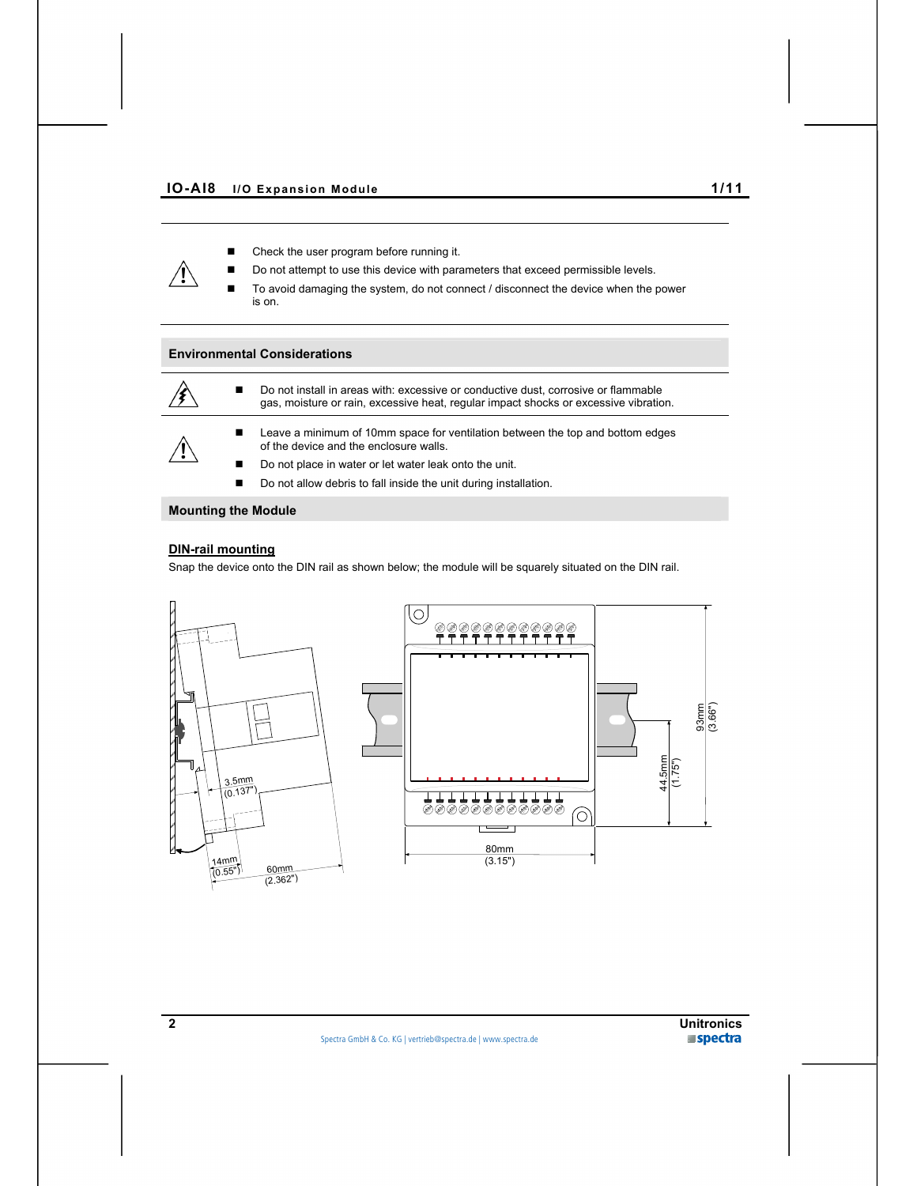- Check the user program before running it.
- Do not attempt to use this device with parameters that exceed permissible levels.
- To avoid damaging the system, do not connect / disconnect the device when the power is on.

## Environmental Considerations

- Do not install in areas with: excessive or conductive dust, corrosive or flammable gas, moisture or rain, excessive heat, regular impact shocks or excessive vibration.

- Leave a minimum of 10mm space for ventilation between the top and bottom edges of the device and the enclosure walls.
- Do not place in water or let water leak onto the unit.
- Do not allow debris to fall inside the unit during installation.

## Mounting the Module

### DIN-rail mounting

Snap the device onto the DIN rail as shown below; the module will be squarely situated on the DIN rail.

3.5mm
(0.137")

14mm
(0.55")

60mm
(2.362")

80mm
(3.15")

44.5mm
(1.75")

93mm
(3.66")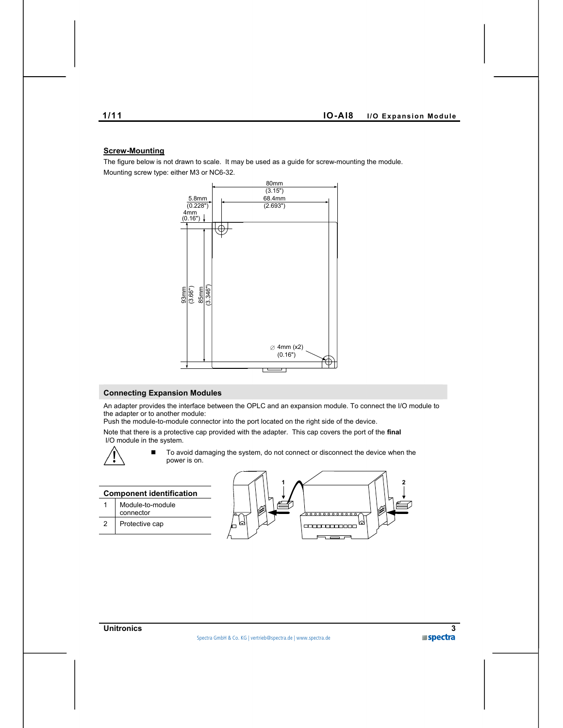## Screw-Mounting

The figure below is not drawn to scale. It may be used as a guide for screw-mounting the module.

Mounting screw type: either M3 or NC6-32.

80mm
(3.15")
5.8mm
(0.228")
68.4mm
(2.693")
4mm
(0.16")
93mm
(3.66")
85mm
(3.346")
∅ 4mm (x2)
(0.16")

## Connecting Expansion Modules

An adapter provides the interface between the OPLC and an expansion module. To connect the I/O module to the adapter or to another module:

Push the module-to-module connector into the port located on the right side of the device.

Note that there is a protective cap provided with the adapter. This cap covers the port of the **final** I/O module in the system.

- To avoid damaging the system, do not connect or disconnect the device when the power is on.

| Component identification | |
|---|---|
| 1 | Module-to-module connector |
| 2 | Protective cap |

1
2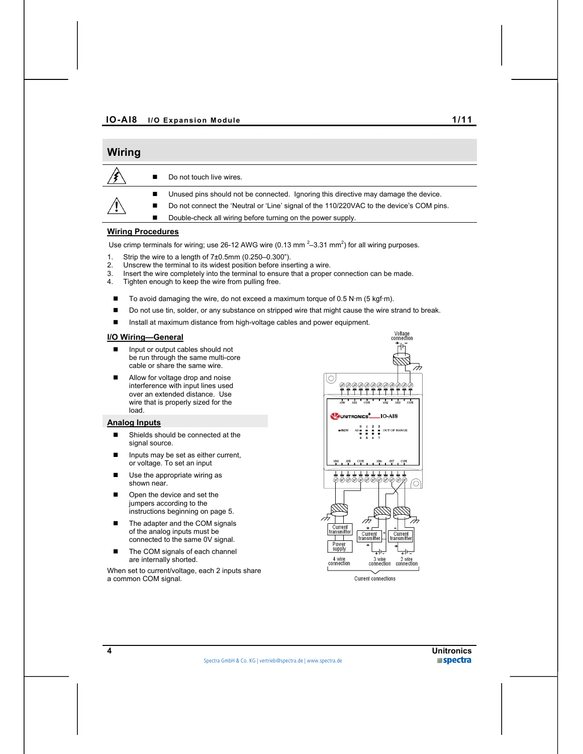## Wiring

- Do not touch live wires.

- Unused pins should not be connected. Ignoring this directive may damage the device.
- Do not connect the 'Neutral or 'Line' signal of the 110/220VAC to the device's COM pins.
- Double-check all wiring before turning on the power supply.

### Wiring Procedures

Use crimp terminals for wiring; use 26-12 AWG wire (0.13 mm$^2$–3.31 mm$^2$) for all wiring purposes.

1. Strip the wire to a length of 7±0.5mm (0.250–0.300").
2. Unscrew the terminal to its widest position before inserting a wire.
3. Insert the wire completely into the terminal to ensure that a proper connection can be made.
4. Tighten enough to keep the wire from pulling free.

- To avoid damaging the wire, do not exceed a maximum torque of 0.5 N·m (5 kgf·m).
- Do not use tin, solder, or any substance on stripped wire that might cause the wire strand to break.
- Install at maximum distance from high-voltage cables and power equipment.

### I/O Wiring—General

- Input or output cables should not be run through the same multi-core cable or share the same wire.
- Allow for voltage drop and noise interference with input lines used over an extended distance. Use wire that is properly sized for the load.

### Analog Inputs

- Shields should be connected at the signal source.
- Inputs may be set as either current, or voltage. To set an input
- Use the appropriate wiring as shown near.
- Open the device and set the jumpers according to the instructions beginning on page 5.
- The adapter and the COM signals of the analog inputs must be connected to the same 0V signal.
- The COM signals of each channel are internally shorted.

When set to current/voltage, each 2 inputs share a common COM signal.

Voltage connection

AN0 AN1 COM AN2 AN3 COM

UNITRONICS® IO-AI8

RUN AI 0 1 2 3 4 5 6 7 OUT OF RANGE

AN4 AN5 COM AN6 AN7 COM

Current transmitter

Power supply

4 wire connection

Current transmitter

3 wire connection

Current transmitter

2 wire connection

Current connections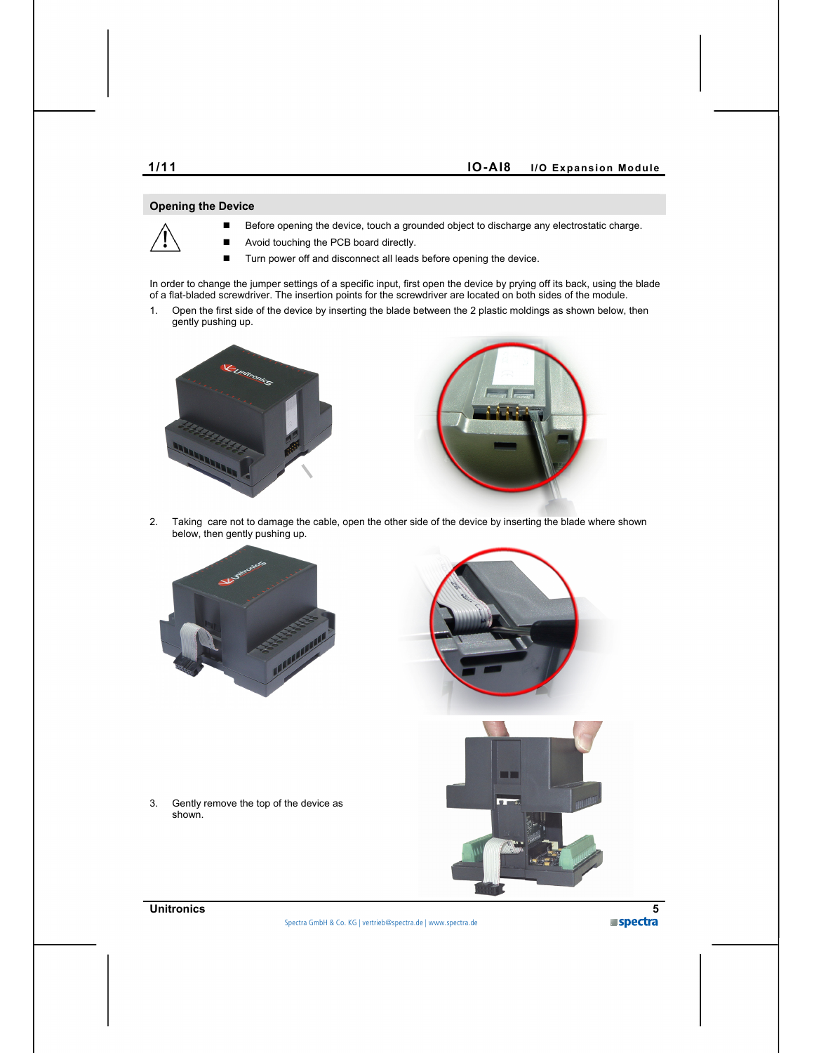## Opening the Device

- Before opening the device, touch a grounded object to discharge any electrostatic charge.
- Avoid touching the PCB board directly.
- Turn power off and disconnect all leads before opening the device.

In order to change the jumper settings of a specific input, first open the device by prying off its back, using the blade of a flat-bladed screwdriver. The insertion points for the screwdriver are located on both sides of the module.

1. Open the first side of the device by inserting the blade between the 2 plastic moldings as shown below, then gently pushing up.

2. Taking care not to damage the cable, open the other side of the device by inserting the blade where shown below, then gently pushing up.

3. Gently remove the top of the device as shown.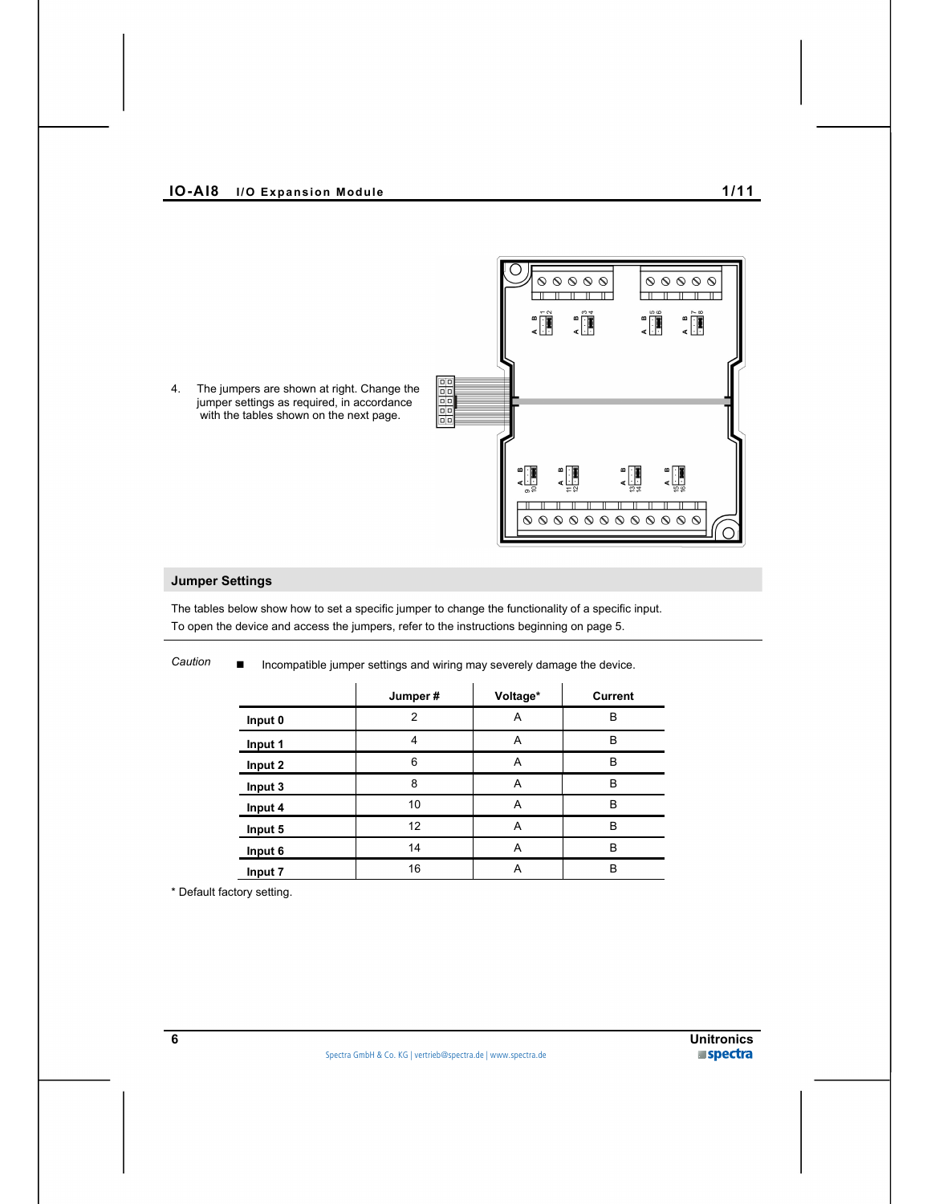4. The jumpers are shown at right. Change the jumper settings as required, in accordance with the tables shown on the next page.

## Jumper Settings

The tables below show how to set a specific jumper to change the functionality of a specific input.
To open the device and access the jumpers, refer to the instructions beginning on page 5.

*Caution* ■ Incompatible jumper settings and wiring may severely damage the device.

| | Jumper # | Voltage* | Current |
|---|---|---|---|
| **Input 0** | 2 | A | B |
| **Input 1** | 4 | A | B |
| **Input 2** | 6 | A | B |
| **Input 3** | 8 | A | B |
| **Input 4** | 10 | A | B |
| **Input 5** | 12 | A | B |
| **Input 6** | 14 | A | B |
| **Input 7** | 16 | A | B |

* Default factory setting.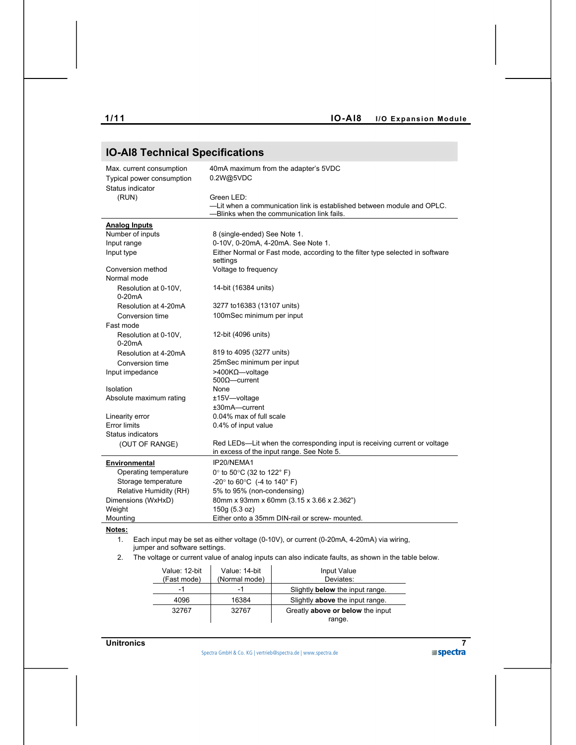## IO-AI8 Technical Specifications

| | |
|---|---|
| Max. current consumption | 40mA maximum from the adapter's 5VDC |
| Typical power consumption | 0.2W@5VDC |
| Status indicator | |
| (RUN) | Green LED:<br>—Lit when a communication link is established between module and OPLC.<br>—Blinks when the communication link fails. |
| **Analog Inputs** | |
| Number of inputs | 8 (single-ended) See Note 1. |
| Input range | 0-10V, 0-20mA, 4-20mA. See Note 1. |
| Input type | Either Normal or Fast mode, according to the filter type selected in software settings |
| Conversion method | Voltage to frequency |
| Normal mode | |
| Resolution at 0-10V, 0-20mA | 14-bit (16384 units) |
| Resolution at 4-20mA | 3277 to16383 (13107 units) |
| Conversion time | 100mSec minimum per input |
| Fast mode | |
| Resolution at 0-10V, 0-20mA | 12-bit (4096 units) |
| Resolution at 4-20mA | 819 to 4095 (3277 units) |
| Conversion time | 25mSec minimum per input |
| Input impedance | >400KΩ—voltage<br>500Ω—current |
| Isolation | None |
| Absolute maximum rating | ±15V—voltage<br>±30mA—current |
| Linearity error | 0.04% max of full scale |
| Error limits | 0.4% of input value |
| Status indicators | |
| (OUT OF RANGE) | Red LEDs—Lit when the corresponding input is receiving current or voltage in excess of the input range. See Note 5. |
| **Environmental** | IP20/NEMA1 |
| Operating temperature | 0° to 50°C (32 to 122° F) |
| Storage temperature | -20° to 60°C (-4 to 140° F) |
| Relative Humidity (RH) | 5% to 95% (non-condensing) |
| Dimensions (WxHxD) | 80mm x 93mm x 60mm (3.15 x 3.66 x 2.362") |
| Weight | 150g (5.3 oz) |
| Mounting | Either onto a 35mm DIN-rail or screw- mounted. |

**Notes:**

1. Each input may be set as either voltage (0-10V), or current (0-20mA, 4-20mA) via wiring, jumper and software settings.
2. The voltage or current value of analog inputs can also indicate faults, as shown in the table below.

| Value: 12-bit (Fast mode) | Value: 14-bit (Normal mode) | Input Value Deviates: |
|---|---|---|
| -1 | -1 | Slightly **below** the input range. |
| 4096 | 16384 | Slightly **above** the input range. |
| 32767 | 32767 | Greatly **above or below** the input range. |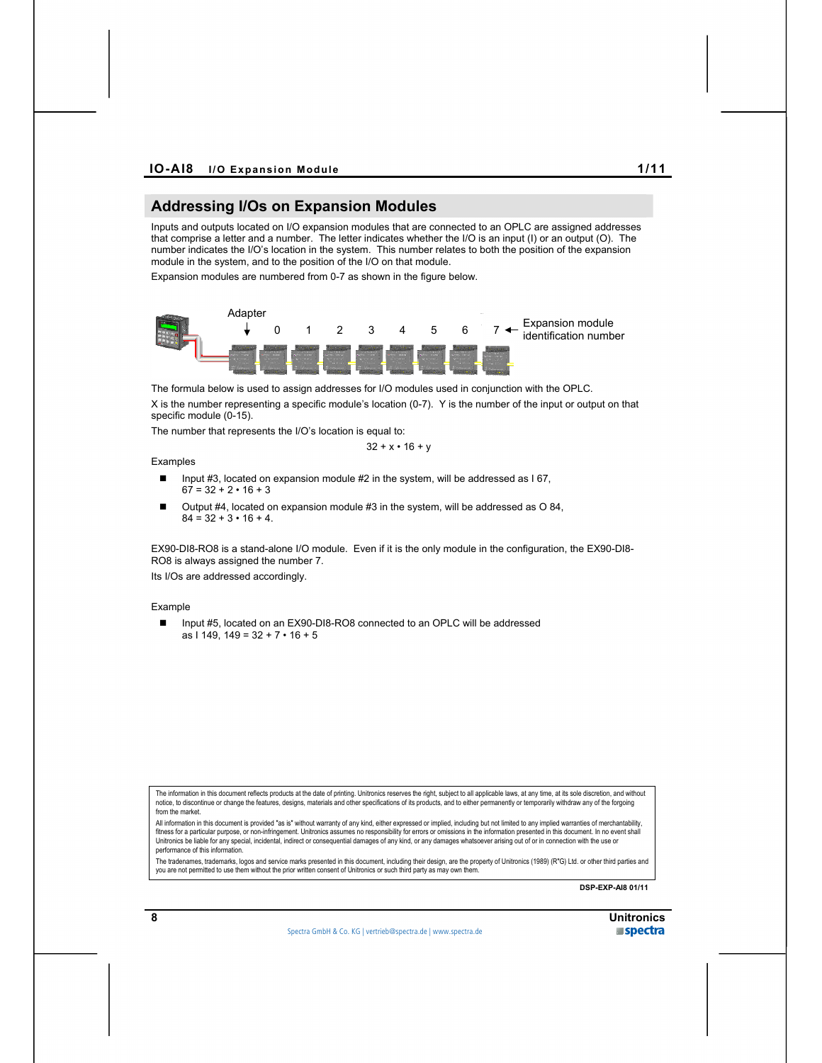## Addressing I/Os on Expansion Modules

Inputs and outputs located on I/O expansion modules that are connected to an OPLC are assigned addresses that comprise a letter and a number. The letter indicates whether the I/O is an input (I) or an output (O). The number indicates the I/O's location in the system. This number relates to both the position of the expansion module in the system, and to the position of the I/O on that module.

Expansion modules are numbered from 0-7 as shown in the figure below.

Adapter

0 1 2 3 4 5 6 7

Expansion module identification number

The formula below is used to assign addresses for I/O modules used in conjunction with the OPLC.

X is the number representing a specific module's location (0-7). Y is the number of the input or output on that specific module (0-15).

The number that represents the I/O's location is equal to:

$$32 + x \cdot 16 + y$$

Examples

- Input #3, located on expansion module #2 in the system, will be addressed as I 67, $67 = 32 + 2 \cdot 16 + 3$
- Output #4, located on expansion module #3 in the system, will be addressed as O 84, $84 = 32 + 3 \cdot 16 + 4$.

EX90-DI8-RO8 is a stand-alone I/O module. Even if it is the only module in the configuration, the EX90-DI8-RO8 is always assigned the number 7.

Its I/Os are addressed accordingly.

Example

- Input #5, located on an EX90-DI8-RO8 connected to an OPLC will be addressed as I 149, $149 = 32 + 7 \cdot 16 + 5$

The information in this document reflects products at the date of printing. Unitronics reserves the right, subject to all applicable laws, at any time, at its sole discretion, and without notice, to discontinue or change the features, designs, materials and other specifications of its products, and to either permanently or temporarily withdraw any of the forgoing from the market.

All information in this document is provided "as is" without warranty of any kind, either expressed or implied, including but not limited to any implied warranties of merchantability, fitness for a particular purpose, or non-infringement. Unitronics assumes no responsibility for errors or omissions in the information presented in this document. In no event shall Unitronics be liable for any special, incidental, indirect or consequential damages of any kind, or any damages whatsoever arising out of or in connection with the use or performance of this information.

The tradenames, trademarks, logos and service marks presented in this document, including their design, are the property of Unitronics (1989) (R"G) Ltd. or other third parties and you are not permitted to use them without the prior written consent of Unitronics or such third party as may own them.

DSP-EXP-AI8 01/11